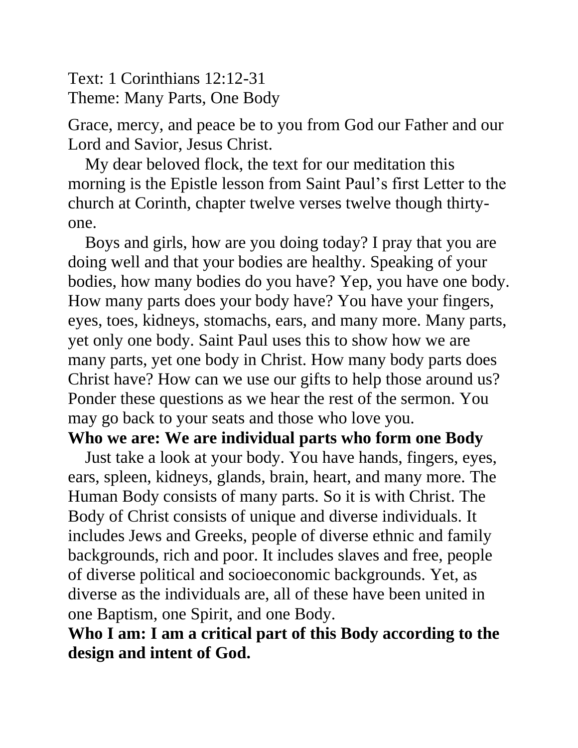Text: 1 Corinthians 12:12-31
Theme: Many Parts, One Body

Grace, mercy, and peace be to you from God our Father and our Lord and Savior, Jesus Christ.

My dear beloved flock, the text for our meditation this morning is the Epistle lesson from Saint Paul's first Letter to the church at Corinth, chapter twelve verses twelve though thirty-one.

Boys and girls, how are you doing today? I pray that you are doing well and that your bodies are healthy. Speaking of your bodies, how many bodies do you have? Yep, you have one body. How many parts does your body have? You have your fingers, eyes, toes, kidneys, stomachs, ears, and many more. Many parts, yet only one body. Saint Paul uses this to show how we are many parts, yet one body in Christ. How many body parts does Christ have? How can we use our gifts to help those around us? Ponder these questions as we hear the rest of the sermon. You may go back to your seats and those who love you.

**Who we are: We are individual parts who form one Body**

Just take a look at your body. You have hands, fingers, eyes, ears, spleen, kidneys, glands, brain, heart, and many more. The Human Body consists of many parts. So it is with Christ. The Body of Christ consists of unique and diverse individuals. It includes Jews and Greeks, people of diverse ethnic and family backgrounds, rich and poor. It includes slaves and free, people of diverse political and socioeconomic backgrounds. Yet, as diverse as the individuals are, all of these have been united in one Baptism, one Spirit, and one Body.

**Who I am: I am a critical part of this Body according to the design and intent of God.**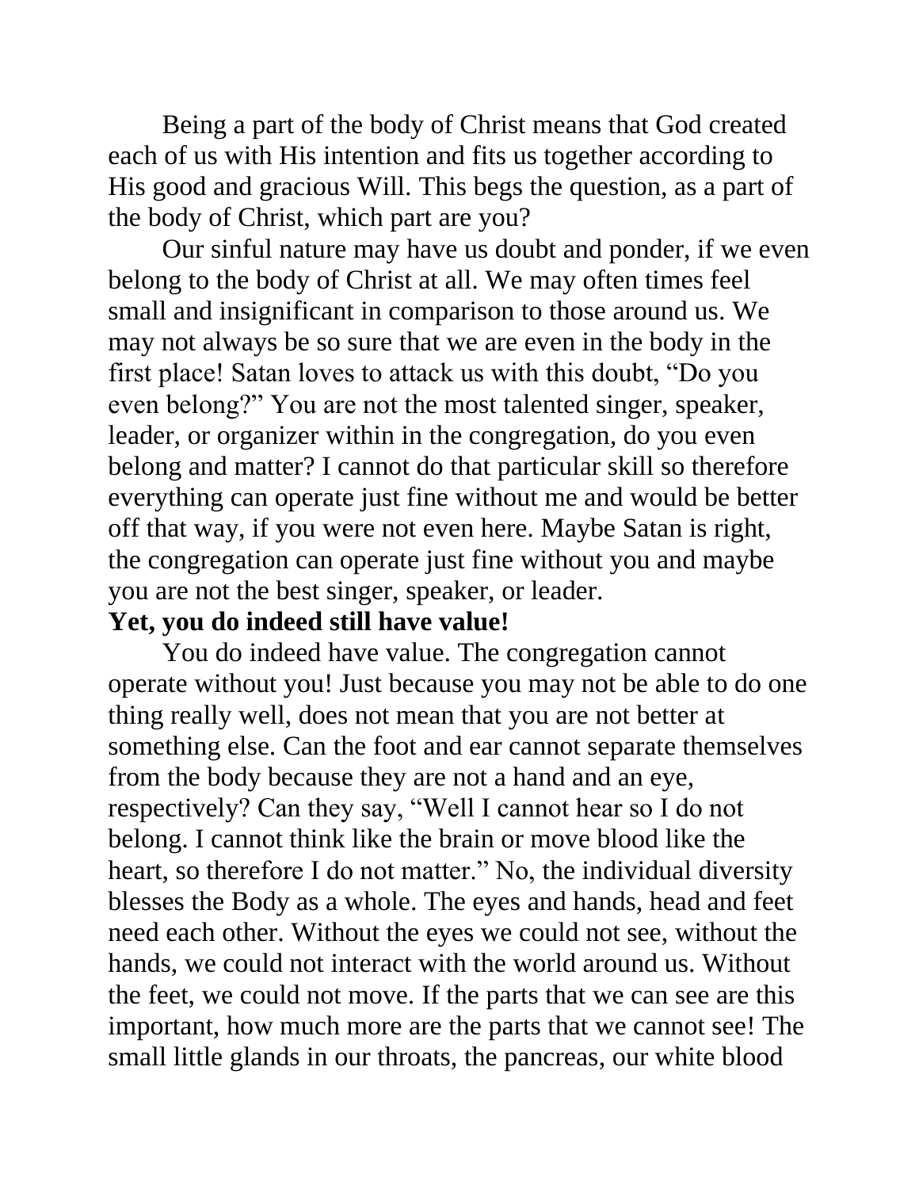Being a part of the body of Christ means that God created each of us with His intention and fits us together according to His good and gracious Will. This begs the question, as a part of the body of Christ, which part are you?

Our sinful nature may have us doubt and ponder, if we even belong to the body of Christ at all. We may often times feel small and insignificant in comparison to those around us. We may not always be so sure that we are even in the body in the first place! Satan loves to attack us with this doubt, "Do you even belong?" You are not the most talented singer, speaker, leader, or organizer within in the congregation, do you even belong and matter? I cannot do that particular skill so therefore everything can operate just fine without me and would be better off that way, if you were not even here. Maybe Satan is right, the congregation can operate just fine without you and maybe you are not the best singer, speaker, or leader.

**Yet, you do indeed still have value!**

You do indeed have value. The congregation cannot operate without you! Just because you may not be able to do one thing really well, does not mean that you are not better at something else. Can the foot and ear cannot separate themselves from the body because they are not a hand and an eye, respectively? Can they say, "Well I cannot hear so I do not belong. I cannot think like the brain or move blood like the heart, so therefore I do not matter." No, the individual diversity blesses the Body as a whole. The eyes and hands, head and feet need each other. Without the eyes we could not see, without the hands, we could not interact with the world around us. Without the feet, we could not move. If the parts that we can see are this important, how much more are the parts that we cannot see! The small little glands in our throats, the pancreas, our white blood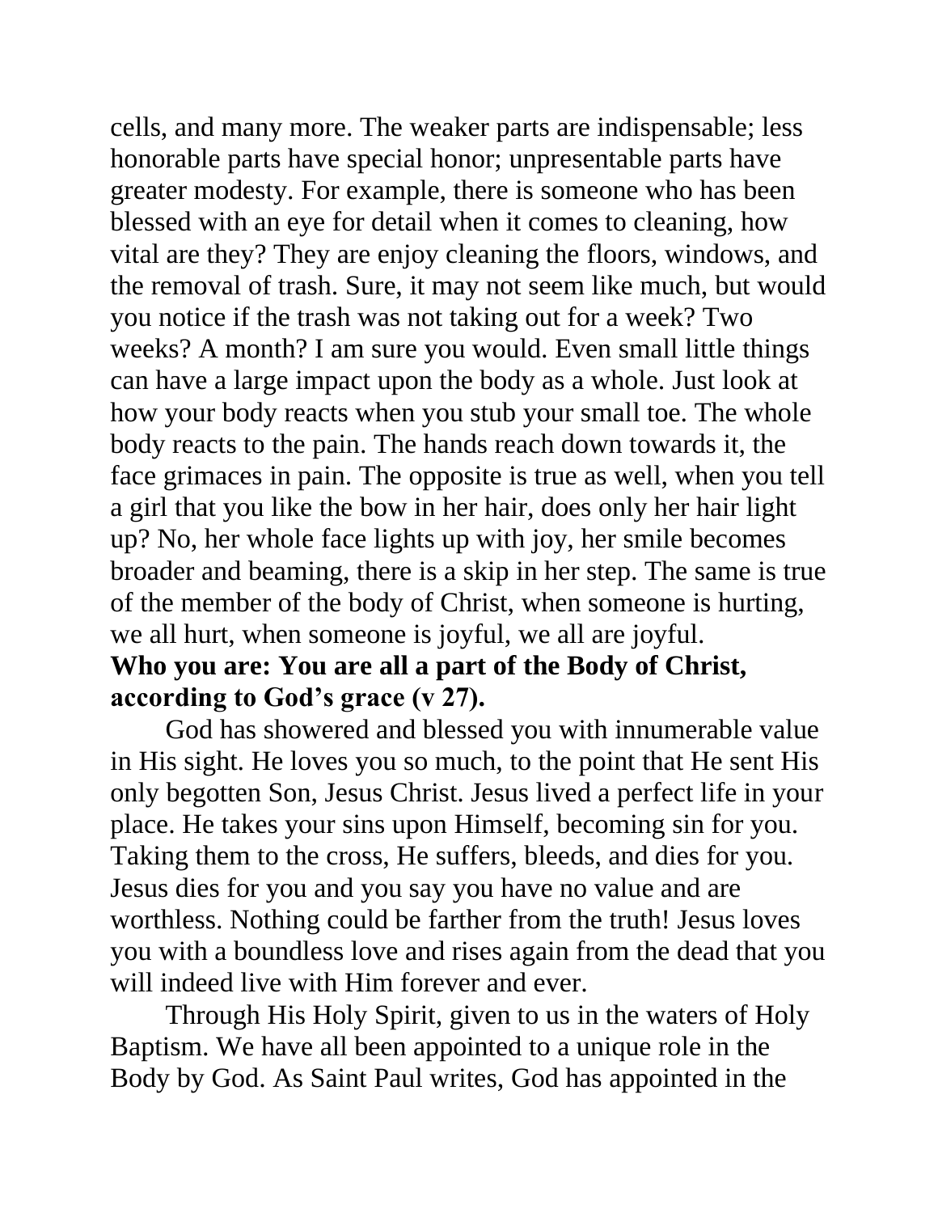cells, and many more. The weaker parts are indispensable; less honorable parts have special honor; unpresentable parts have greater modesty. For example, there is someone who has been blessed with an eye for detail when it comes to cleaning, how vital are they? They are enjoy cleaning the floors, windows, and the removal of trash. Sure, it may not seem like much, but would you notice if the trash was not taking out for a week? Two weeks? A month? I am sure you would. Even small little things can have a large impact upon the body as a whole. Just look at how your body reacts when you stub your small toe. The whole body reacts to the pain. The hands reach down towards it, the face grimaces in pain. The opposite is true as well, when you tell a girl that you like the bow in her hair, does only her hair light up? No, her whole face lights up with joy, her smile becomes broader and beaming, there is a skip in her step. The same is true of the member of the body of Christ, when someone is hurting, we all hurt, when someone is joyful, we all are joyful.

**Who you are: You are all a part of the Body of Christ, according to God's grace (v 27).**

God has showered and blessed you with innumerable value in His sight. He loves you so much, to the point that He sent His only begotten Son, Jesus Christ. Jesus lived a perfect life in your place. He takes your sins upon Himself, becoming sin for you. Taking them to the cross, He suffers, bleeds, and dies for you. Jesus dies for you and you say you have no value and are worthless. Nothing could be farther from the truth! Jesus loves you with a boundless love and rises again from the dead that you will indeed live with Him forever and ever.

Through His Holy Spirit, given to us in the waters of Holy Baptism. We have all been appointed to a unique role in the Body by God. As Saint Paul writes, God has appointed in the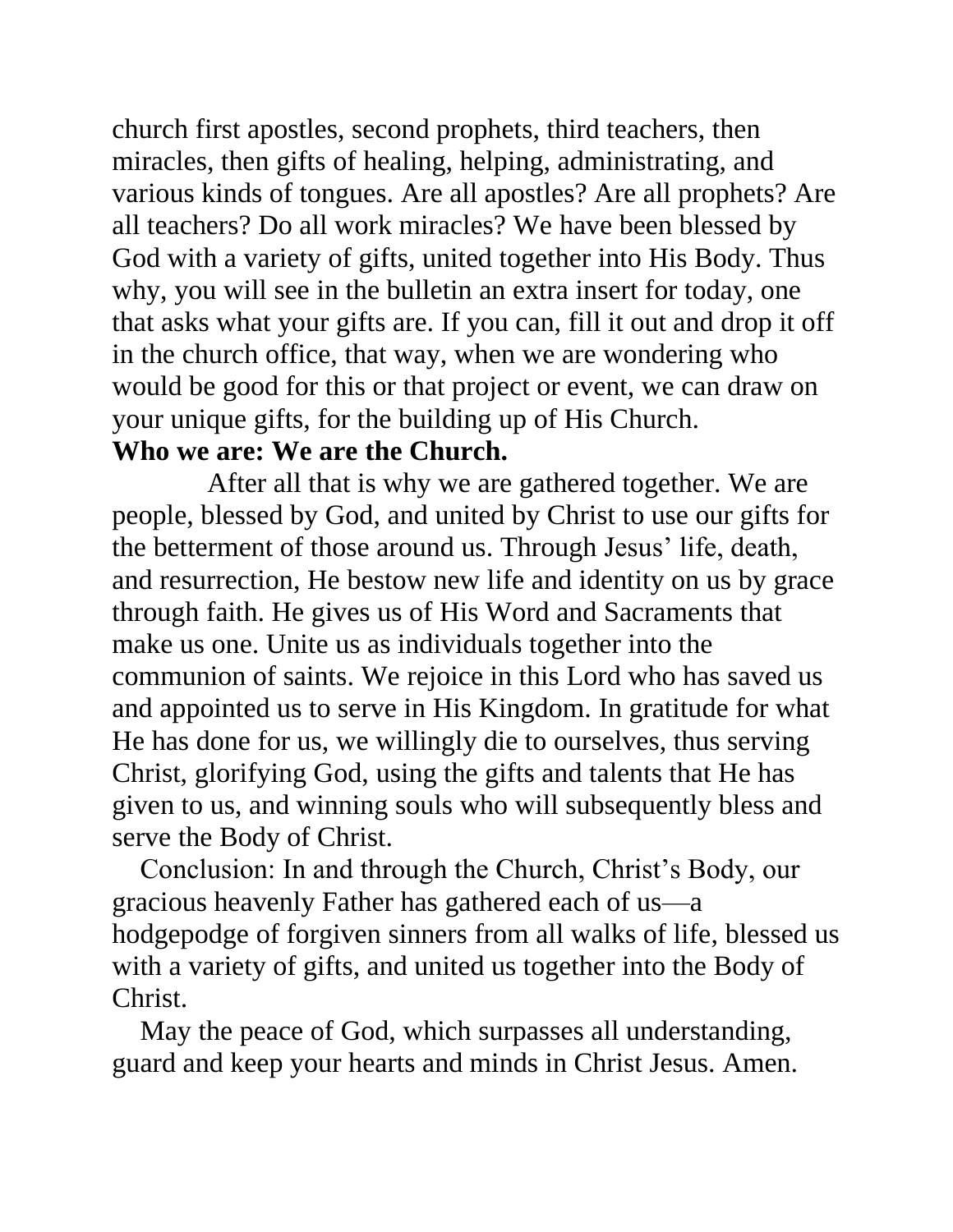church first apostles, second prophets, third teachers, then miracles, then gifts of healing, helping, administrating, and various kinds of tongues. Are all apostles? Are all prophets? Are all teachers? Do all work miracles? We have been blessed by God with a variety of gifts, united together into His Body. Thus why, you will see in the bulletin an extra insert for today, one that asks what your gifts are. If you can, fill it out and drop it off in the church office, that way, when we are wondering who would be good for this or that project or event, we can draw on your unique gifts, for the building up of His Church.

**Who we are: We are the Church.**

After all that is why we are gathered together. We are people, blessed by God, and united by Christ to use our gifts for the betterment of those around us. Through Jesus' life, death, and resurrection, He bestow new life and identity on us by grace through faith. He gives us of His Word and Sacraments that make us one. Unite us as individuals together into the communion of saints. We rejoice in this Lord who has saved us and appointed us to serve in His Kingdom. In gratitude for what He has done for us, we willingly die to ourselves, thus serving Christ, glorifying God, using the gifts and talents that He has given to us, and winning souls who will subsequently bless and serve the Body of Christ.

Conclusion: In and through the Church, Christ's Body, our gracious heavenly Father has gathered each of us—a hodgepodge of forgiven sinners from all walks of life, blessed us with a variety of gifts, and united us together into the Body of Christ.

May the peace of God, which surpasses all understanding, guard and keep your hearts and minds in Christ Jesus. Amen.